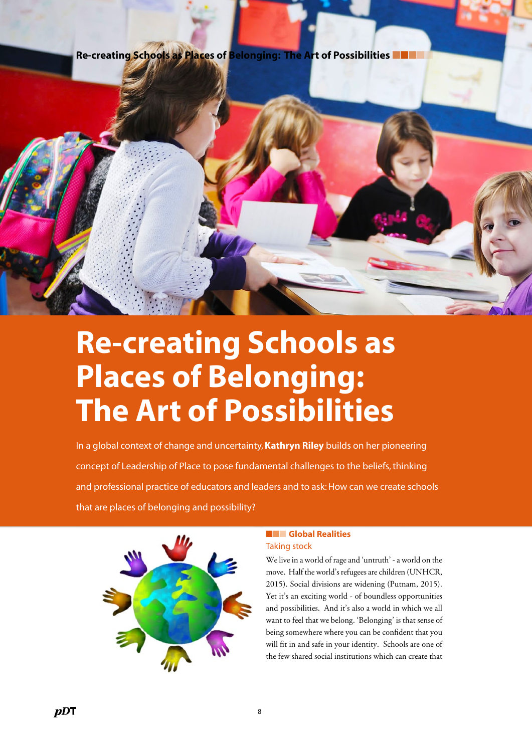# Re-creating Schools as Places of Belonging: The Art of Possibilities

In a global context of change and uncertainty, **Kathryn Riley** builds on her pioneering concept of Leadership of Place to pose fundamental challenges to the beliefs, thinking and professional practice of educators and leaders and to ask: How can we create schools that are places of belonging and possibility?

## Global Realities

### Taking stock

We live in a world of rage and 'untruth' - a world on the move. Half the world's refugees are children (UNHCR, 2015). Social divisions are widening (Putnam, 2015). Yet it's an exciting world - of boundless opportunities and possibilities. And it's also a world in which we all want to feel that we belong. 'Belonging' is that sense of being somewhere where you can be confident that you will fit in and safe in your identity. Schools are one of the few shared social institutions which can create that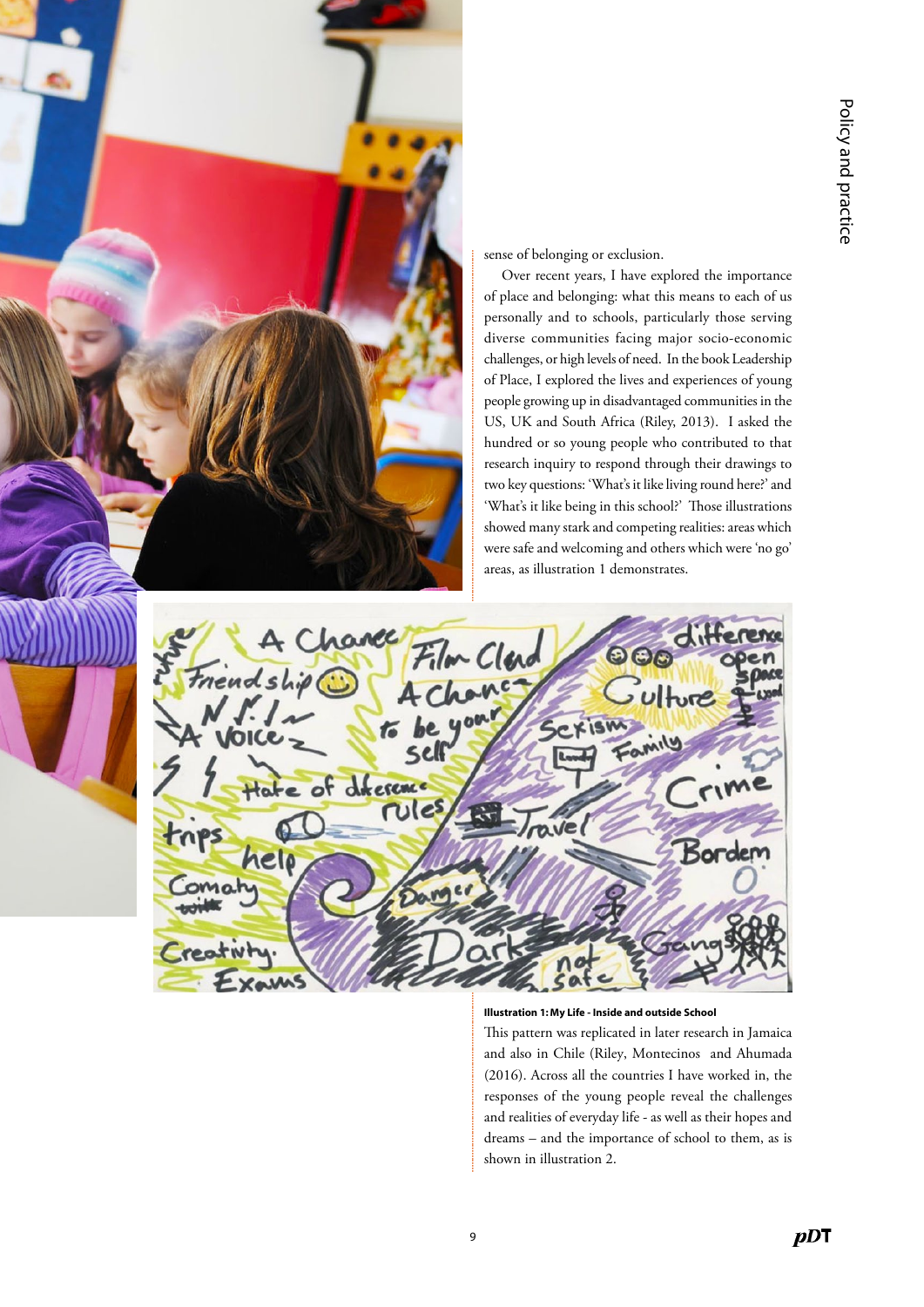sense of belonging or exclusion.

Over recent years, I have explored the importance of place and belonging: what this means to each of us personally and to schools, particularly those serving diverse communities facing major socio-economic challenges, or high levels of need. In the book Leadership of Place, I explored the lives and experiences of young people growing up in disadvantaged communities in the US, UK and South Africa (Riley, 2013). I asked the hundred or so young people who contributed to that research inquiry to respond through their drawings to two key questions: 'What's it like living round here?' and 'What's it like being in this school?' Those illustrations showed many stark and competing realities: areas which were safe and welcoming and others which were 'no go' areas, as illustration 1 demonstrates.

**Illustration 1: My Life - Inside and outside School**

This pattern was replicated in later research in Jamaica and also in Chile (Riley, Montecinos and Ahumada (2016). Across all the countries I have worked in, the responses of the young people reveal the challenges and realities of everyday life - as well as their hopes and dreams – and the importance of school to them, as is shown in illustration 2.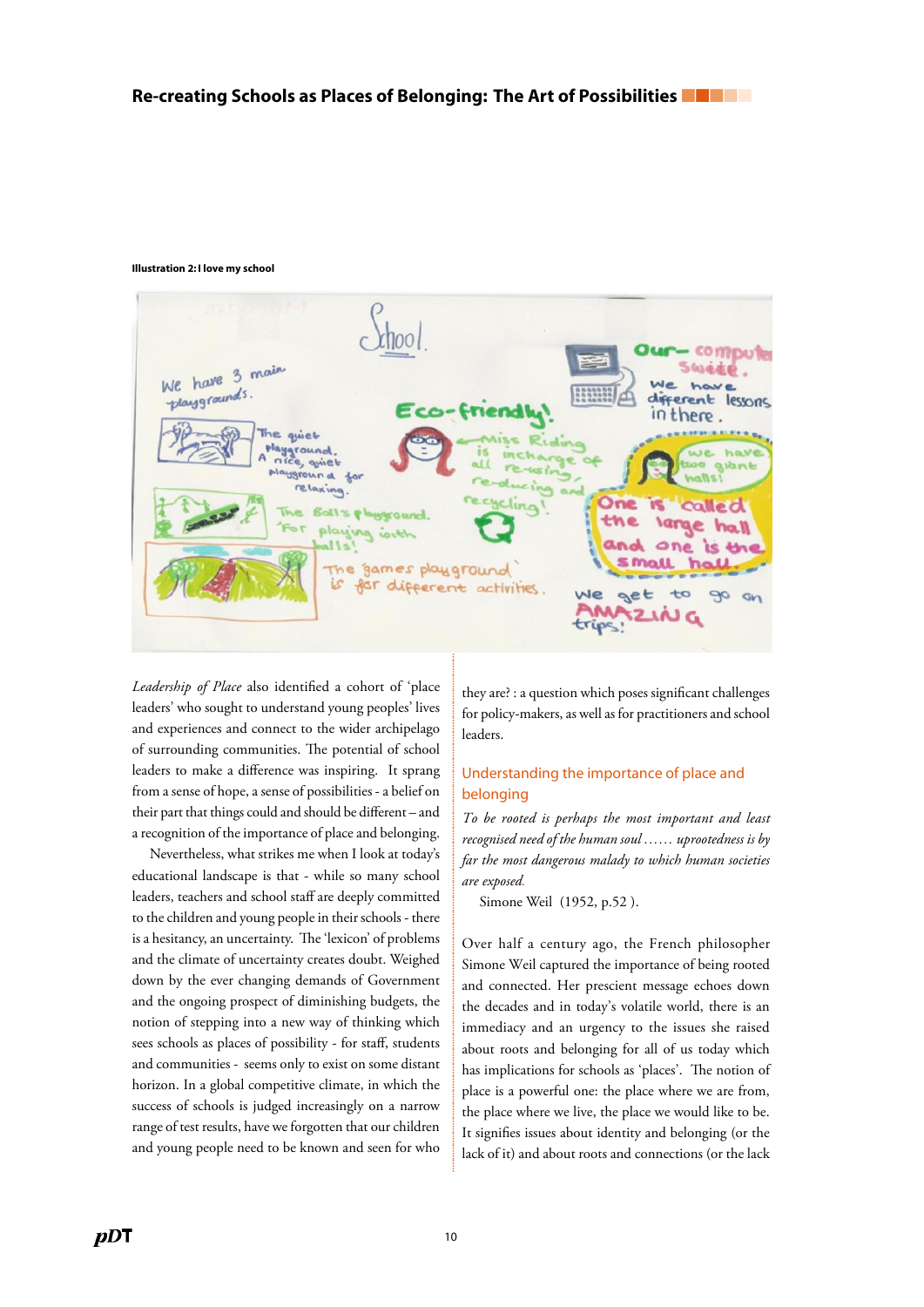**Illustration 2: I love my school**

*Leadership of Place* also identified a cohort of 'place leaders' who sought to understand young peoples' lives and experiences and connect to the wider archipelago of surrounding communities. The potential of school leaders to make a difference was inspiring. It sprang from a sense of hope, a sense of possibilities - a belief on their part that things could and should be different – and a recognition of the importance of place and belonging.

Nevertheless, what strikes me when I look at today's educational landscape is that - while so many school leaders, teachers and school staff are deeply committed to the children and young people in their schools - there is a hesitancy, an uncertainty. The 'lexicon' of problems and the climate of uncertainty creates doubt. Weighed down by the ever changing demands of Government and the ongoing prospect of diminishing budgets, the notion of stepping into a new way of thinking which sees schools as places of possibility - for staff, students and communities - seems only to exist on some distant horizon. In a global competitive climate, in which the success of schools is judged increasingly on a narrow range of test results, have we forgotten that our children and young people need to be known and seen for who they are? : a question which poses significant challenges for policy-makers, as well as for practitioners and school leaders.

## Understanding the importance of place and belonging

*To be rooted is perhaps the most important and least recognised need of the human soul …… uprootedness is by far the most dangerous malady to which human societies are exposed.*

Simone Weil (1952, p.52 ).

Over half a century ago, the French philosopher Simone Weil captured the importance of being rooted and connected. Her prescient message echoes down the decades and in today's volatile world, there is an immediacy and an urgency to the issues she raised about roots and belonging for all of us today which has implications for schools as 'places'. The notion of place is a powerful one: the place where we are from, the place where we live, the place we would like to be. It signifies issues about identity and belonging (or the lack of it) and about roots and connections (or the lack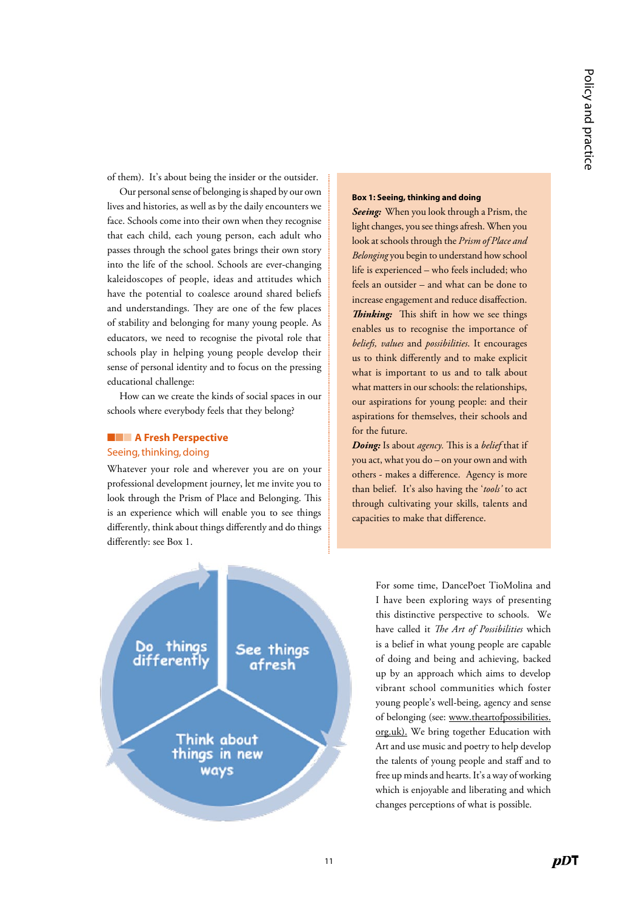of them). It's about being the insider or the outsider.

Our personal sense of belonging is shaped by our own lives and histories, as well as by the daily encounters we face. Schools come into their own when they recognise that each child, each young person, each adult who passes through the school gates brings their own story into the life of the school. Schools are ever-changing kaleidoscopes of people, ideas and attitudes which have the potential to coalesce around shared beliefs and understandings. They are one of the few places of stability and belonging for many young people. As educators, we need to recognise the pivotal role that schools play in helping young people develop their sense of personal identity and to focus on the pressing educational challenge:

How can we create the kinds of social spaces in our schools where everybody feels that they belong?

## A Fresh Perspective

### Seeing, thinking, doing

Whatever your role and wherever you are on your professional development journey, let me invite you to look through the Prism of Place and Belonging. This is an experience which will enable you to see things differently, think about things differently and do things differently: see Box 1.

**Box 1: Seeing, thinking and doing**

***Seeing:*** When you look through a Prism, the light changes, you see things afresh. When you look at schools through the *Prism of Place and Belonging* you begin to understand how school life is experienced – who feels included; who feels an outsider – and what can be done to increase engagement and reduce disaffection.

***Thinking:*** This shift in how we see things enables us to recognise the importance of *beliefs, values* and *possibilities.* It encourages us to think differently and to make explicit what is important to us and to talk about what matters in our schools: the relationships, our aspirations for young people: and their aspirations for themselves, their schools and for the future.

***Doing:*** Is about *agency.* This is a *belief* that if you act, what you do – on your own and with others - makes a difference. Agency is more than belief. It's also having the '*tools'* to act through cultivating your skills, talents and capacities to make that difference.

Do things differently

See things afresh

Think about things in new ways

For some time, DancePoet TioMolina and I have been exploring ways of presenting this distinctive perspective to schools. We have called it *The Art of Possibilities* which is a belief in what young people are capable of doing and being and achieving, backed up by an approach which aims to develop vibrant school communities which foster young people's well-being, agency and sense of belonging (see: www.theartofpossibilities.org.uk). We bring together Education with Art and use music and poetry to help develop the talents of young people and staff and to free up minds and hearts. It's a way of working which is enjoyable and liberating and which changes perceptions of what is possible.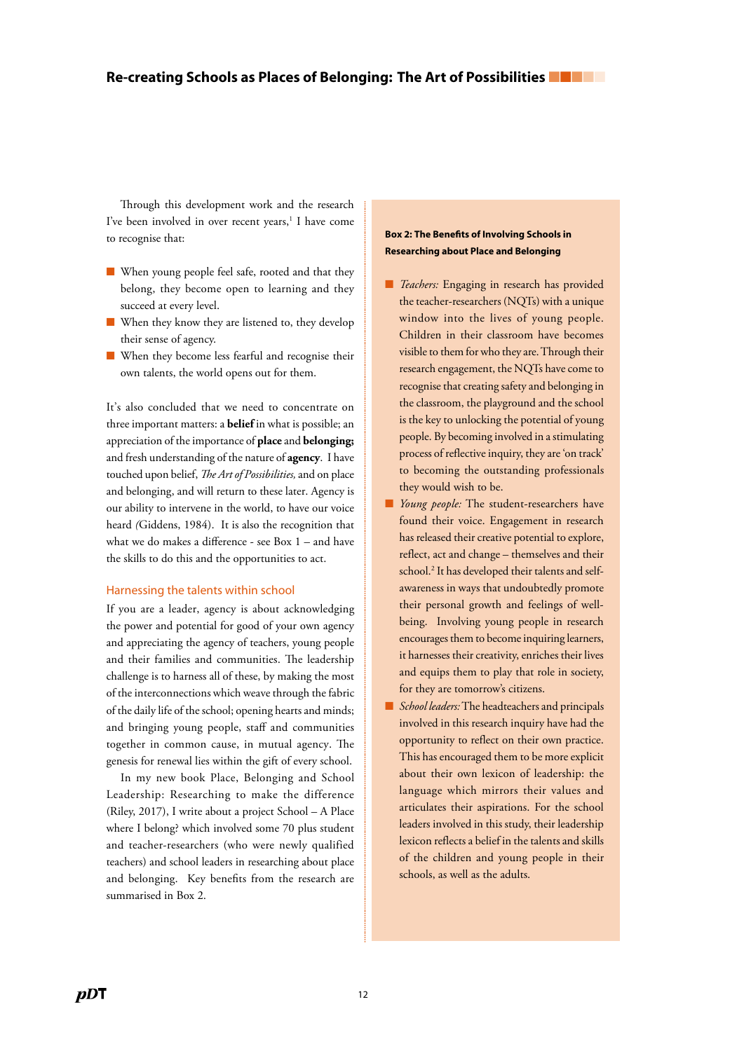Through this development work and the research I've been involved in over recent years,[1] I have come to recognise that:

- When young people feel safe, rooted and that they belong, they become open to learning and they succeed at every level.
- When they know they are listened to, they develop their sense of agency.
- When they become less fearful and recognise their own talents, the world opens out for them.

It's also concluded that we need to concentrate on three important matters: a **belief** in what is possible; an appreciation of the importance of **place** and **belonging;** and fresh understanding of the nature of **agency**. I have touched upon belief, *The Art of Possibilities,* and on place and belonging, and will return to these later. Agency is our ability to intervene in the world, to have our voice heard (Giddens, 1984). It is also the recognition that what we do makes a difference - see Box 1 – and have the skills to do this and the opportunities to act.

### Harnessing the talents within school

If you are a leader, agency is about acknowledging the power and potential for good of your own agency and appreciating the agency of teachers, young people and their families and communities. The leadership challenge is to harness all of these, by making the most of the interconnections which weave through the fabric of the daily life of the school; opening hearts and minds; and bringing young people, staff and communities together in common cause, in mutual agency. The genesis for renewal lies within the gift of every school.

In my new book Place, Belonging and School Leadership: Researching to make the difference (Riley, 2017), I write about a project School – A Place where I belong? which involved some 70 plus student and teacher-researchers (who were newly qualified teachers) and school leaders in researching about place and belonging. Key benefits from the research are summarised in Box 2.

**Box 2: The Benefits of Involving Schools in Researching about Place and Belonging**

- *Teachers:* Engaging in research has provided the teacher-researchers (NQTs) with a unique window into the lives of young people. Children in their classroom have becomes visible to them for who they are. Through their research engagement, the NQTs have come to recognise that creating safety and belonging in the classroom, the playground and the school is the key to unlocking the potential of young people. By becoming involved in a stimulating process of reflective inquiry, they are 'on track' to becoming the outstanding professionals they would wish to be.
- *Young people:* The student-researchers have found their voice. Engagement in research has released their creative potential to explore, reflect, act and change – themselves and their school.[2] It has developed their talents and self-awareness in ways that undoubtedly promote their personal growth and feelings of well-being. Involving young people in research encourages them to become inquiring learners, it harnesses their creativity, enriches their lives and equips them to play that role in society, for they are tomorrow's citizens.
- *School leaders:* The headteachers and principals involved in this research inquiry have had the opportunity to reflect on their own practice. This has encouraged them to be more explicit about their own lexicon of leadership: the language which mirrors their values and articulates their aspirations. For the school leaders involved in this study, their leadership lexicon reflects a belief in the talents and skills of the children and young people in their schools, as well as the adults.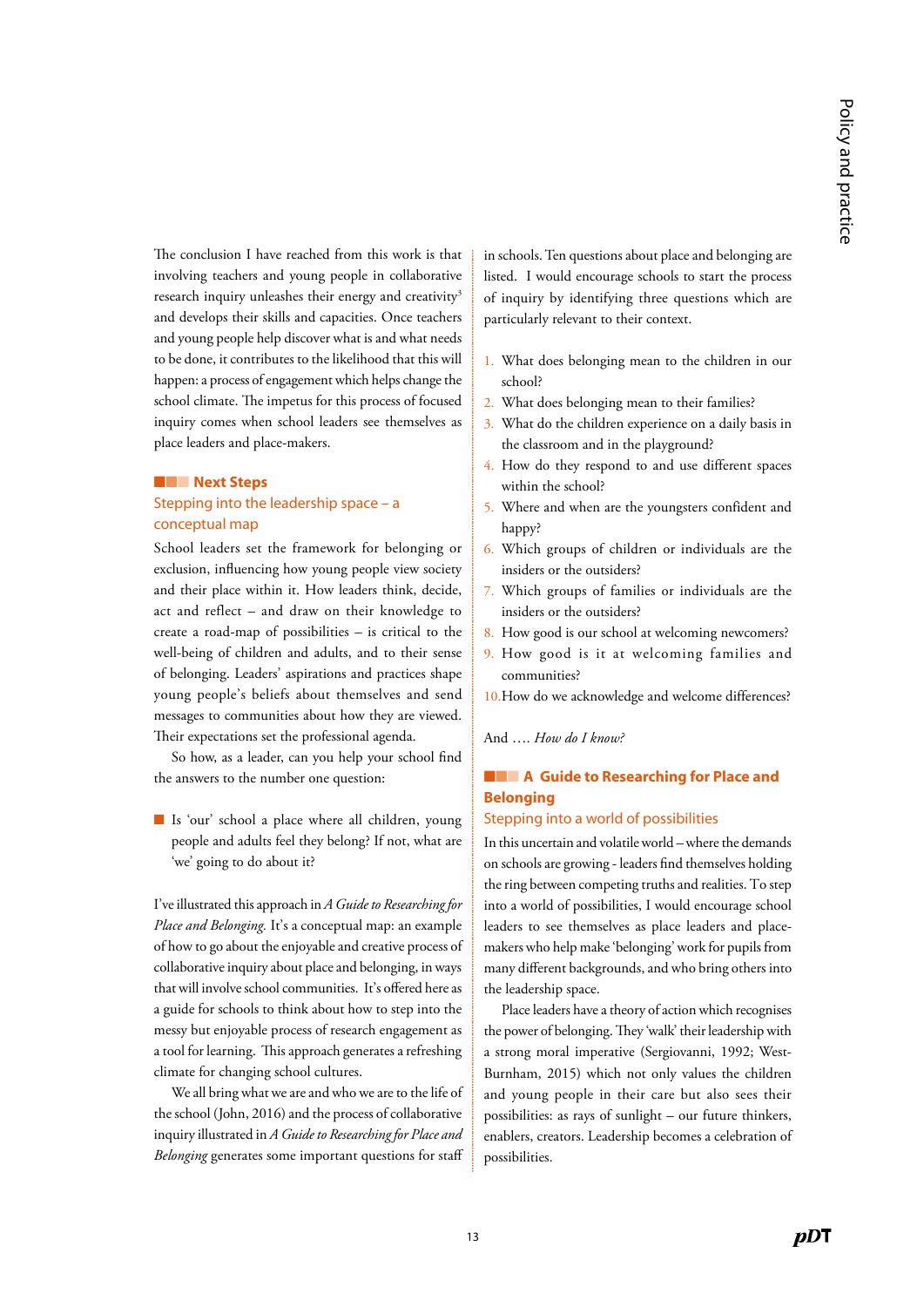The conclusion I have reached from this work is that involving teachers and young people in collaborative research inquiry unleashes their energy and creativity[3] and develops their skills and capacities. Once teachers and young people help discover what is and what needs to be done, it contributes to the likelihood that this will happen: a process of engagement which helps change the school climate. The impetus for this process of focused inquiry comes when school leaders see themselves as place leaders and place-makers.

## Next Steps

### Stepping into the leadership space – a conceptual map

School leaders set the framework for belonging or exclusion, influencing how young people view society and their place within it. How leaders think, decide, act and reflect – and draw on their knowledge to create a road-map of possibilities – is critical to the well-being of children and adults, and to their sense of belonging. Leaders' aspirations and practices shape young people's beliefs about themselves and send messages to communities about how they are viewed. Their expectations set the professional agenda.

So how, as a leader, can you help your school find the answers to the number one question:

- Is 'our' school a place where all children, young people and adults feel they belong? If not, what are 'we' going to do about it?

I've illustrated this approach in *A Guide to Researching for Place and Belonging*. It's a conceptual map: an example of how to go about the enjoyable and creative process of collaborative inquiry about place and belonging, in ways that will involve school communities. It's offered here as a guide for schools to think about how to step into the messy but enjoyable process of research engagement as a tool for learning. This approach generates a refreshing climate for changing school cultures.

We all bring what we are and who we are to the life of the school (John, 2016) and the process of collaborative inquiry illustrated in *A Guide to Researching for Place and Belonging* generates some important questions for staff in schools. Ten questions about place and belonging are listed. I would encourage schools to start the process of inquiry by identifying three questions which are particularly relevant to their context.

1. What does belonging mean to the children in our school?
2. What does belonging mean to their families?
3. What do the children experience on a daily basis in the classroom and in the playground?
4. How do they respond to and use different spaces within the school?
5. Where and when are the youngsters confident and happy?
6. Which groups of children or individuals are the insiders or the outsiders?
7. Which groups of families or individuals are the insiders or the outsiders?
8. How good is our school at welcoming newcomers?
9. How good is it at welcoming families and communities?
10. How do we acknowledge and welcome differences?

And …. *How do I know?*

## A Guide to Researching for Place and Belonging

### Stepping into a world of possibilities

In this uncertain and volatile world – where the demands on schools are growing - leaders find themselves holding the ring between competing truths and realities. To step into a world of possibilities, I would encourage school leaders to see themselves as place leaders and place-makers who help make 'belonging' work for pupils from many different backgrounds, and who bring others into the leadership space.

Place leaders have a theory of action which recognises the power of belonging. They 'walk' their leadership with a strong moral imperative (Sergiovanni, 1992; West-Burnham, 2015) which not only values the children and young people in their care but also sees their possibilities: as rays of sunlight – our future thinkers, enablers, creators. Leadership becomes a celebration of possibilities.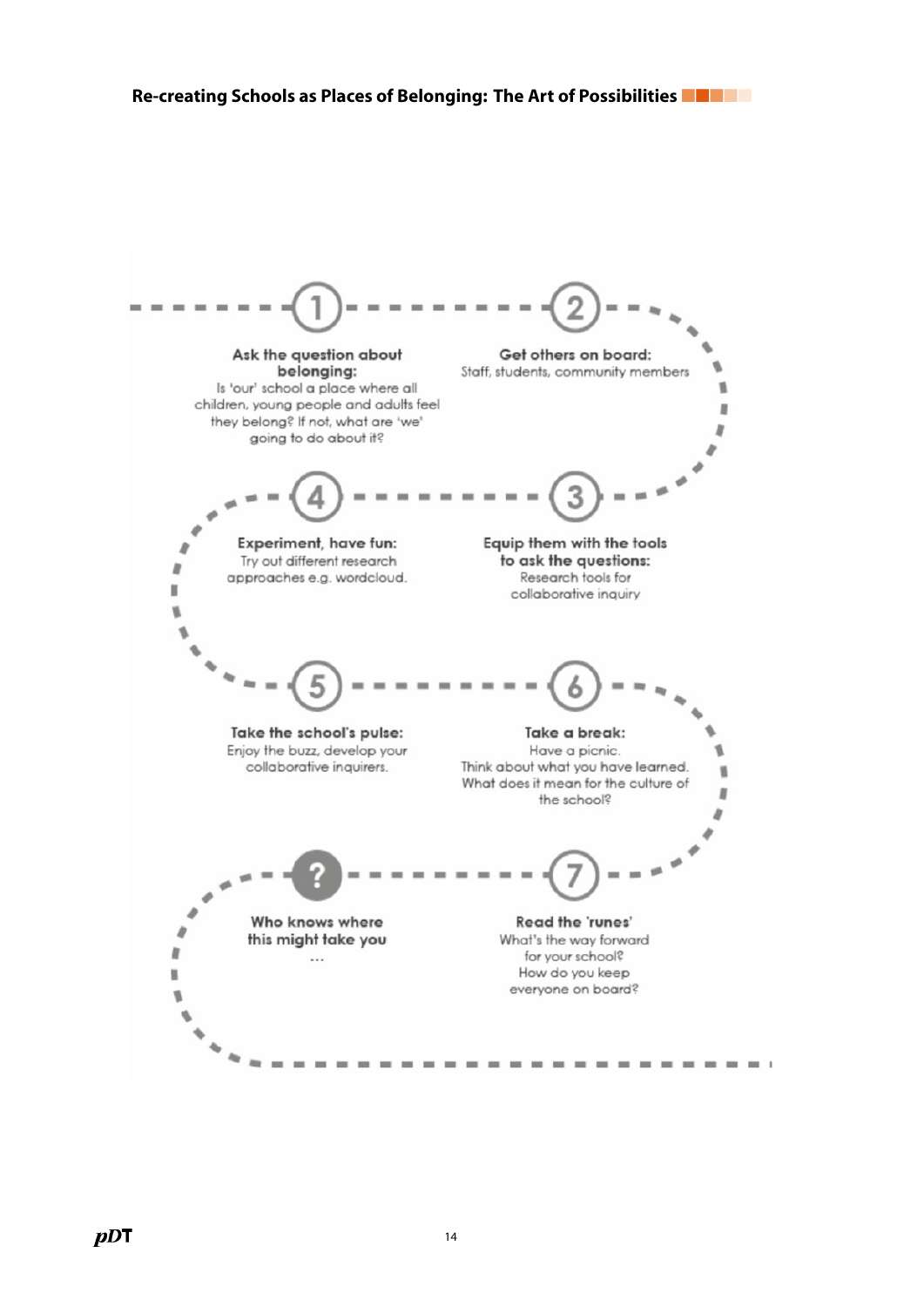**1. Ask the question about belonging:**
Is 'our' school a place where all children, young people and adults feel they belong? If not, what are 'we' going to do about it?

**2. Get others on board:**
Staff, students, community members

**3. Equip them with the tools to ask the questions:**
Research tools for collaborative inquiry

**4. Experiment, have fun:**
Try out different research approaches e.g. wordcloud.

**5. Take the school's pulse:**
Enjoy the buzz, develop your collaborative inquirers.

**6. Take a break:**
Have a picnic.
Think about what you have learned.
What does it mean for the culture of the school?

**7. Read the 'runes'**
What's the way forward for your school?
How do you keep everyone on board?

**?** **Who knows where this might take you**
...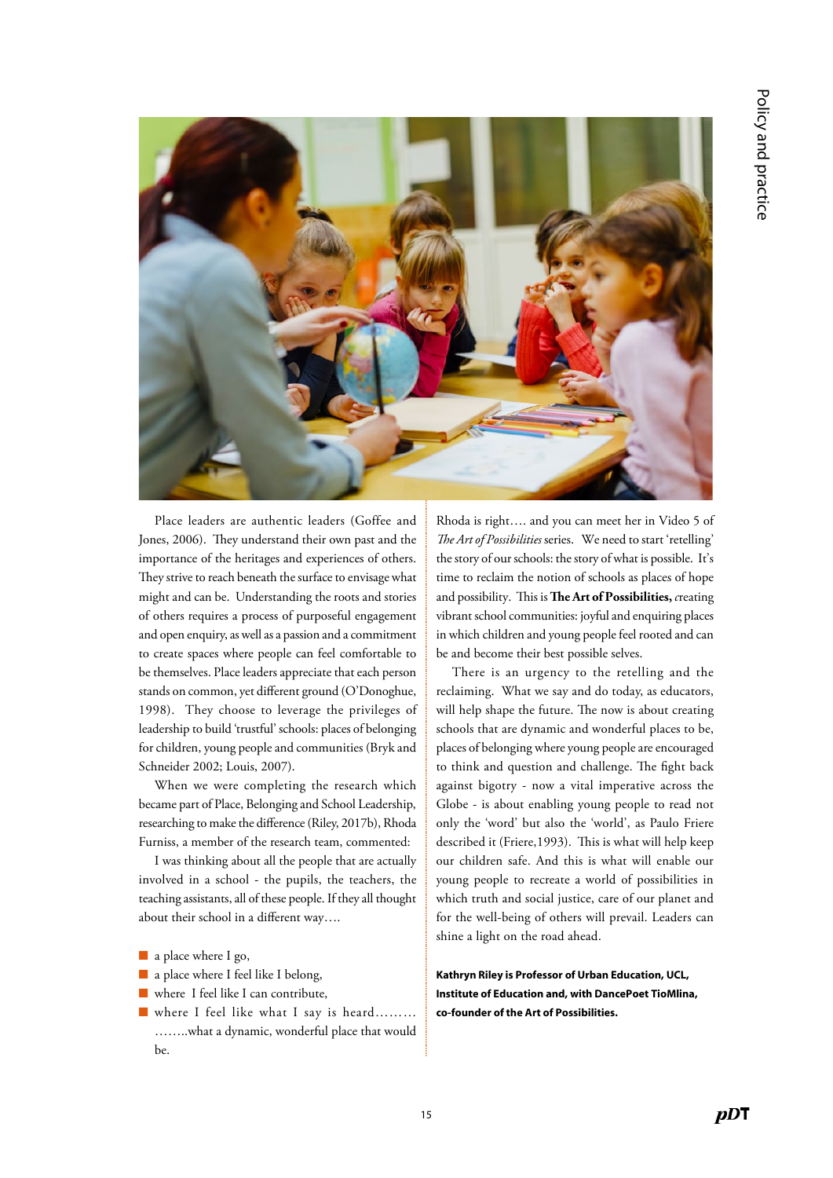Place leaders are authentic leaders (Goffee and Jones, 2006). They understand their own past and the importance of the heritages and experiences of others. They strive to reach beneath the surface to envisage what might and can be. Understanding the roots and stories of others requires a process of purposeful engagement and open enquiry, as well as a passion and a commitment to create spaces where people can feel comfortable to be themselves. Place leaders appreciate that each person stands on common, yet different ground (O'Donoghue, 1998). They choose to leverage the privileges of leadership to build 'trustful' schools: places of belonging for children, young people and communities (Bryk and Schneider 2002; Louis, 2007).

When we were completing the research which became part of Place, Belonging and School Leadership, researching to make the difference (Riley, 2017b), Rhoda Furniss, a member of the research team, commented:

I was thinking about all the people that are actually involved in a school - the pupils, the teachers, the teaching assistants, all of these people. If they all thought about their school in a different way….

- a place where I go,
- a place where I feel like I belong,
- where I feel like I can contribute,
- where I feel like what I say is heard……… ……..what a dynamic, wonderful place that would be.

Rhoda is right…. and you can meet her in Video 5 of *The Art of Possibilities* series. We need to start 'retelling' the story of our schools: the story of what is possible. It's time to reclaim the notion of schools as places of hope and possibility. This is **The Art of Possibilities,** *c*reating vibrant school communities: joyful and enquiring places in which children and young people feel rooted and can be and become their best possible selves.

There is an urgency to the retelling and the reclaiming. What we say and do today, as educators, will help shape the future. The now is about creating schools that are dynamic and wonderful places to be, places of belonging where young people are encouraged to think and question and challenge. The fight back against bigotry - now a vital imperative across the Globe - is about enabling young people to read not only the 'word' but also the 'world', as Paulo Friere described it (Friere,1993). This is what will help keep our children safe. And this is what will enable our young people to recreate a world of possibilities in which truth and social justice, care of our planet and for the well-being of others will prevail. Leaders can shine a light on the road ahead.

**Kathryn Riley is Professor of Urban Education, UCL, Institute of Education and, with DancePoet TioMlina, co-founder of the Art of Possibilities.**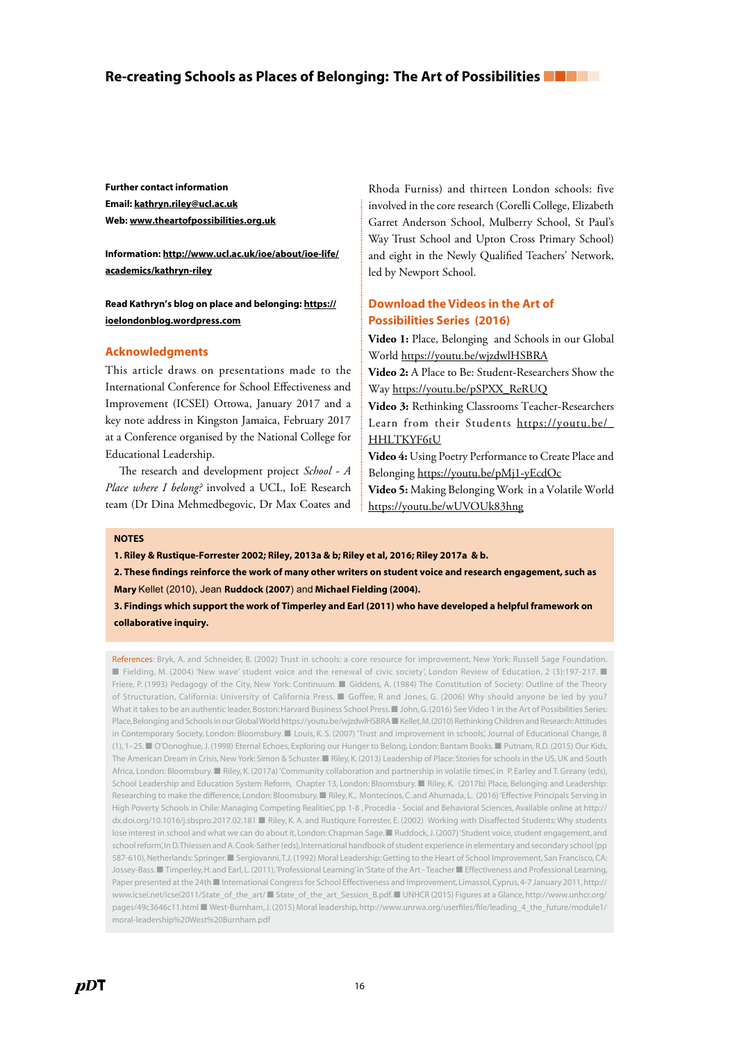**Further contact information**
**Email: kathryn.riley@ucl.ac.uk**
**Web: www.theartofpossibilities.org.uk**

**Information: http://www.ucl.ac.uk/ioe/about/ioe-life/academics/kathryn-riley**

**Read Kathryn's blog on place and belonging: https://ioelondonblog.wordpress.com**

## Acknowledgments

This article draws on presentations made to the International Conference for School Effectiveness and Improvement (ICSEI) Ottowa, January 2017 and a key note address in Kingston Jamaica, February 2017 at a Conference organised by the National College for Educational Leadership.

The research and development project *School - A Place where I belong?* involved a UCL, IoE Research team (Dr Dina Mehmedbegovic, Dr Max Coates and Rhoda Furniss) and thirteen London schools: five involved in the core research (Corelli College, Elizabeth Garret Anderson School, Mulberry School, St Paul's Way Trust School and Upton Cross Primary School) and eight in the Newly Qualified Teachers' Network, led by Newport School.

## Download the Videos in the Art of Possibilities Series (2016)

**Video 1:** Place, Belonging and Schools in our Global World https://youtu.be/wjzdwlHSBRA

**Video 2:** A Place to Be: Student-Researchers Show the Way https://youtu.be/pSPXX_ReRUQ

**Video 3:** Rethinking Classrooms Teacher-Researchers Learn from their Students https://youtu.be/HHLTKYF6tU

**Video 4:** Using Poetry Performance to Create Place and Belonging https://youtu.be/pMj1-yEcdOc

**Video 5:** Making Belonging Work in a Volatile World https://youtu.be/wUVOUk83hng

**NOTES**

**1. Riley & Rustique-Forrester 2002; Riley, 2013a & b; Riley et al, 2016; Riley 2017a & b.**

**2. These findings reinforce the work of many other writers on student voice and research engagement, such as Mary** Kellet (2010), Jean **Ruddock (2007)** and **Michael Fielding (2004).**

**3. Findings which support the work of Timperley and Earl (2011) who have developed a helpful framework on collaborative inquiry.**

References: Bryk, A. and Schneider, B. (2002) Trust in schools: a core resource for improvement, New York: Russell Sage Foundation. ■ Fielding, M. (2004) 'New wave' student voice and the renewal of civic society', London Review of Education, 2 (3):197-217. ■ Friere, P. (1993) Pedagogy of the City, New York: Continuum. ■ Giddens, A. (1984) The Constitution of Society: Outline of the Theory of Structuration, California: University of California Press. ■ Goffee, R and Jones, G. (2006) Why should anyone be led by you? What it takes to be an authentic leader, Boston: Harvard Business School Press. ■ John, G. (2016) See Video 1 in the Art of Possibilities Series: Place, Belonging and Schools in our Global World https://youtu.be/wjzdwlHSBRA ■ Kellet, M. (2010) Rethinking Children and Research: Attitudes in Contemporary Society, London: Bloomsbury. ■ Louis, K. S. (2007) 'Trust and improvement in schools', Journal of Educational Change, 8 (1), 1–25. ■ O'Donoghue, J. (1998) Eternal Echoes, Exploring our Hunger to Belong, London: Bantam Books. ■ Putnam, R.D. (2015) Our Kids, The American Dream in Crisis, New York: Simon & Schuster. ■ Riley, K. (2013) Leadership of Place: Stories for schools in the US, UK and South Africa, London: Bloomsbury. ■ Riley, K. (2017a) 'Community collaboration and partnership in volatile times', in P. Earley and T. Greany (eds), School Leadership and Education System Reform, Chapter 13, London: Bloomsbury. ■ Riley, K. (2017b) Place, Belonging and Leadership: Researching to make the difference, London: Bloomsbury. ■ Riley, K., Montecinos, C. and Ahumada, L. (2016) 'Effective Principals Serving in High Poverty Schools in Chile: Managing Competing Realities', pp 1-8 , Procedia - Social and Behavioral Sciences, Available online at http://dx.doi.org/10.1016/j.sbspro.2017.02.181 ■ Riley, K. A. and Rustique Forrester, E. (2002) Working with Disaffected Students: Why students lose interest in school and what we can do about it, London: Chapman Sage. ■ Ruddock, J. (2007) 'Student voice, student engagement, and school reform', In D. Thiessen and A. Cook-Sather (eds), International handbook of student experience in elementary and secondary school (pp 587-610), Netherlands: Springer. ■ Sergiovanni, T.J. (1992) Moral Leadership: Getting to the Heart of School Improvement, San Francisco, CA: Jossey-Bass. ■ Timperley, H. and Earl, L. (2011), 'Professional Learning' in 'State of the Art - Teacher ■ Effectiveness and Professional Learning, Paper presented at the 24th ■ International Congress for School Effectiveness and Improvement, Limassol, Cyprus, 4-7 January 2011, http://www.icsei.net/icsei2011/State_of_the_art/ ■ State_of_the_art_Session_B.pdf. ■ UNHCR (2015) Figures at a Glance, http://www.unhcr.org/pages/49c3646c11.html ■ West-Burnham, J. (2015) Moral leadership, http://www.unrwa.org/userfiles/file/leading_4_the_future/module1/moral-leadership%20West%20Burnham.pdf